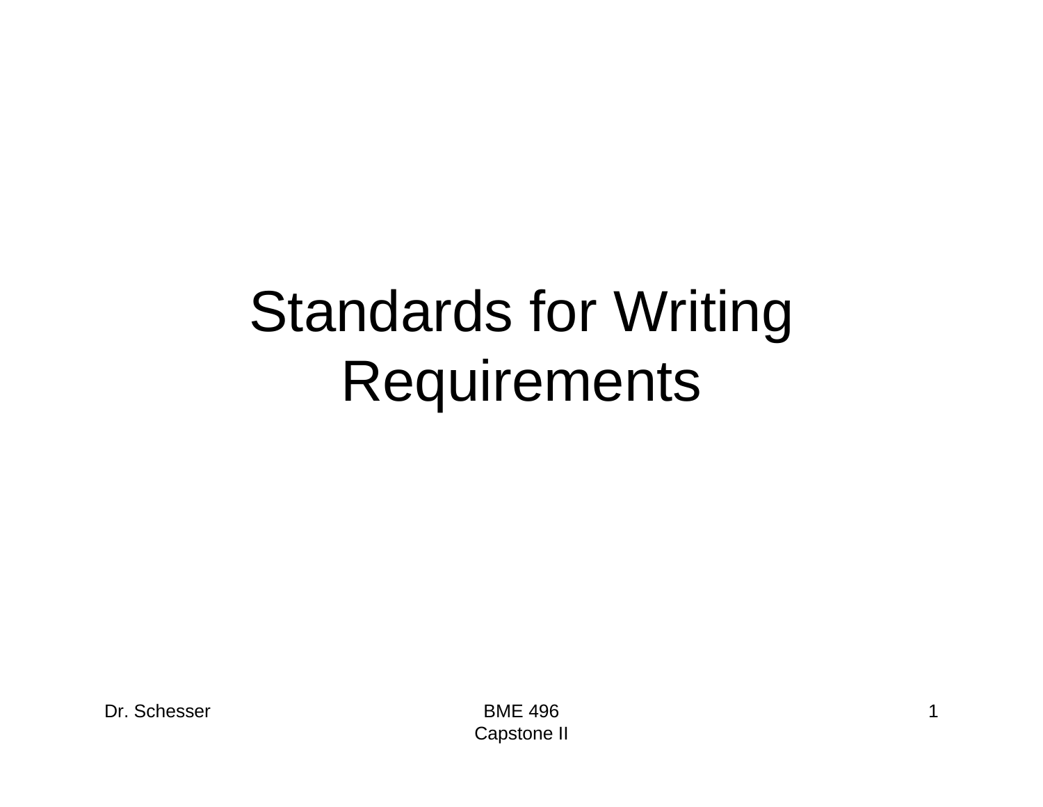# Standards for Writing Requirements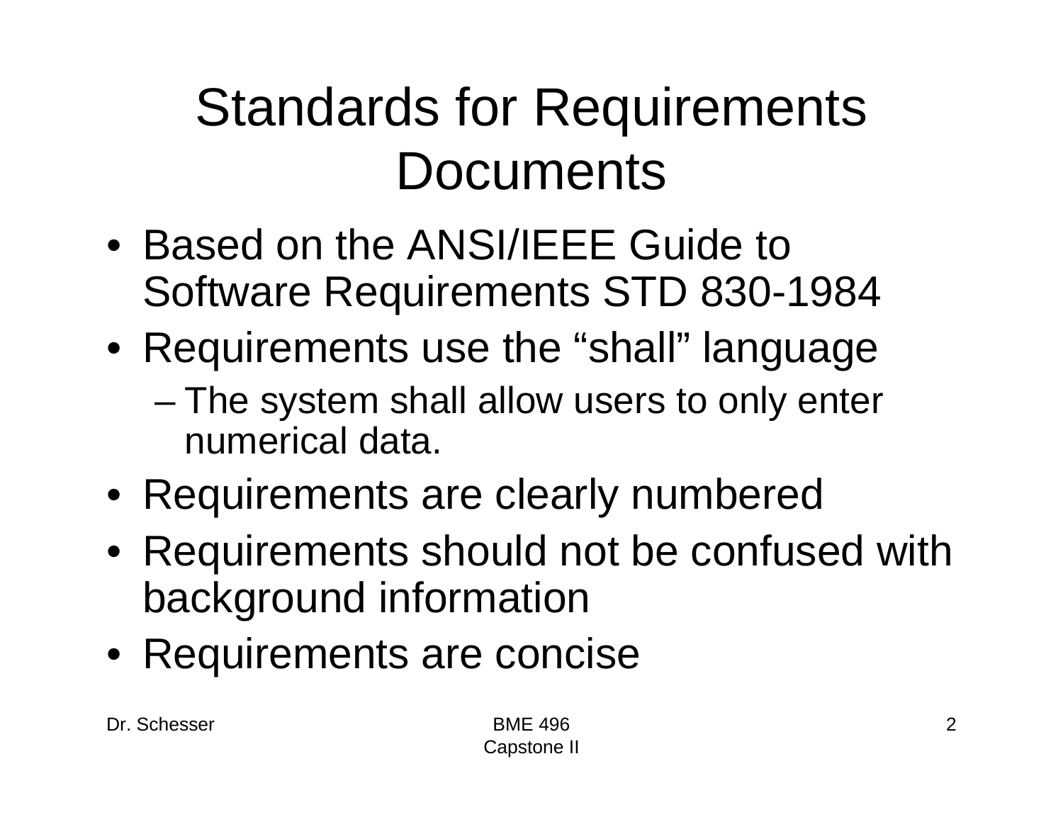# Standards for Requirements Documents

- Based on the ANSI/IEEE Guide to Software Requirements STD 830-1984
- Requirements use the “shall” language
  - The system shall allow users to only enter numerical data.
- Requirements are clearly numbered
- Requirements should not be confused with background information
- Requirements are concise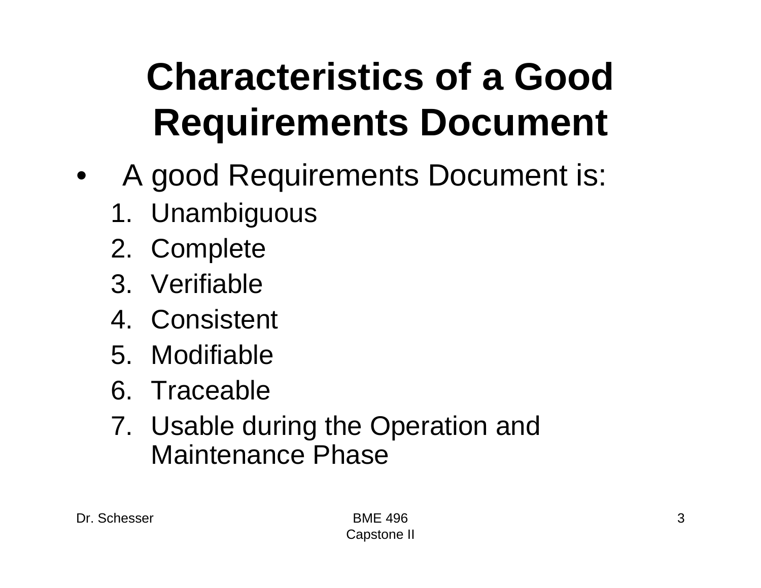# Characteristics of a Good Requirements Document

- A good Requirements Document is:
  1. Unambiguous
  2. Complete
  3. Verifiable
  4. Consistent
  5. Modifiable
  6. Traceable
  7. Usable during the Operation and Maintenance Phase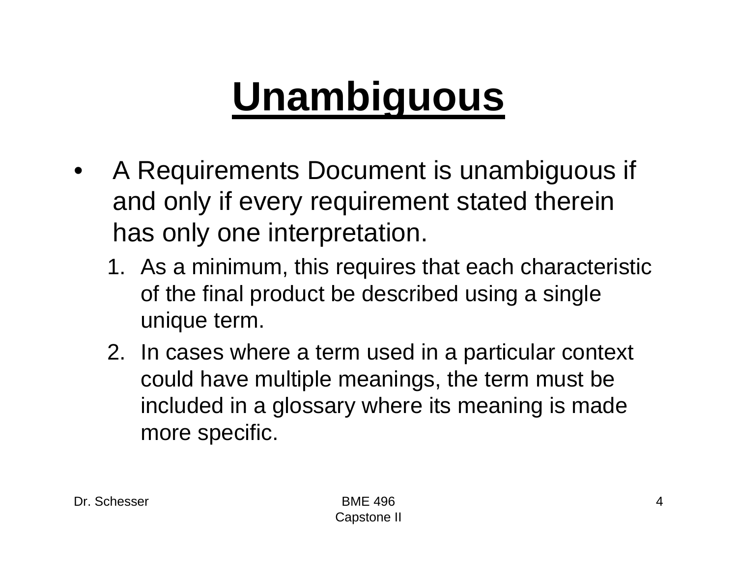# Unambiguous

- A Requirements Document is unambiguous if and only if every requirement stated therein has only one interpretation.
    1. As a minimum, this requires that each characteristic of the final product be described using a single unique term.
    2. In cases where a term used in a particular context could have multiple meanings, the term must be included in a glossary where its meaning is made more specific.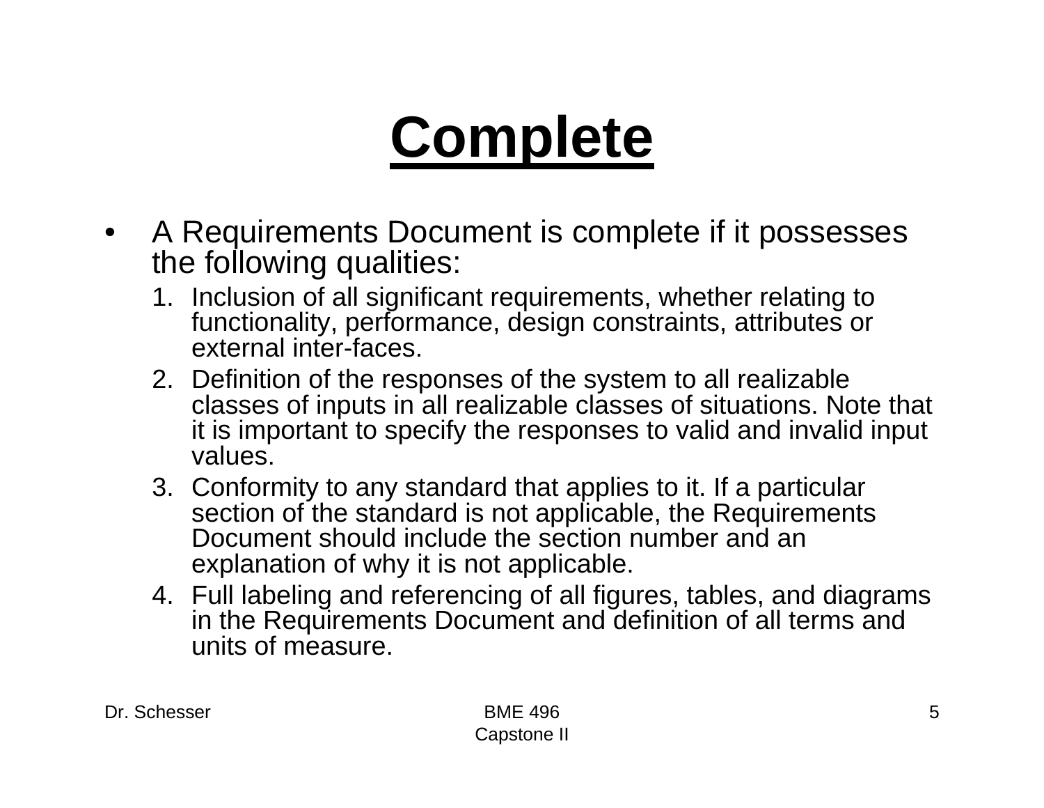# Complete

- A Requirements Document is complete if it possesses the following qualities:
  1. Inclusion of all significant requirements, whether relating to functionality, performance, design constraints, attributes or external inter-faces.
  2. Definition of the responses of the system to all realizable classes of inputs in all realizable classes of situations. Note that it is important to specify the responses to valid and invalid input values.
  3. Conformity to any standard that applies to it. If a particular section of the standard is not applicable, the Requirements Document should include the section number and an explanation of why it is not applicable.
  4. Full labeling and referencing of all figures, tables, and diagrams in the Requirements Document and definition of all terms and units of measure.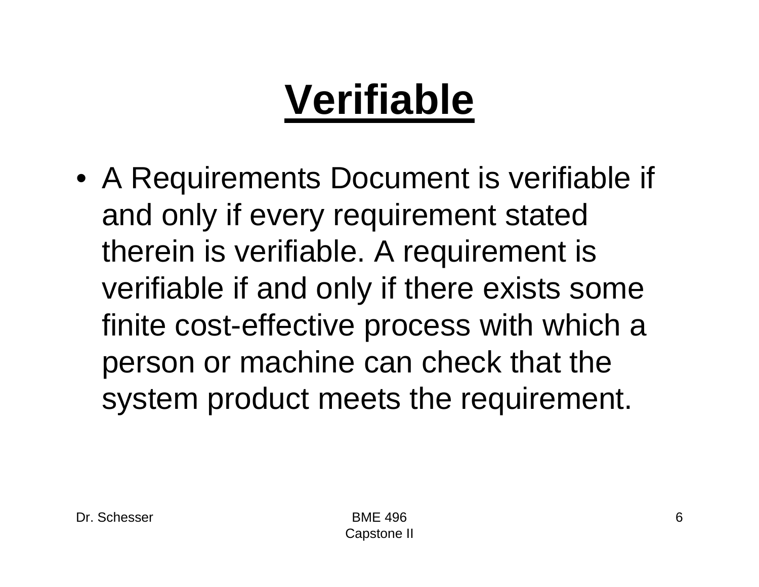# Verifiable

- A Requirements Document is verifiable if and only if every requirement stated therein is verifiable. A requirement is verifiable if and only if there exists some finite cost-effective process with which a person or machine can check that the system product meets the requirement.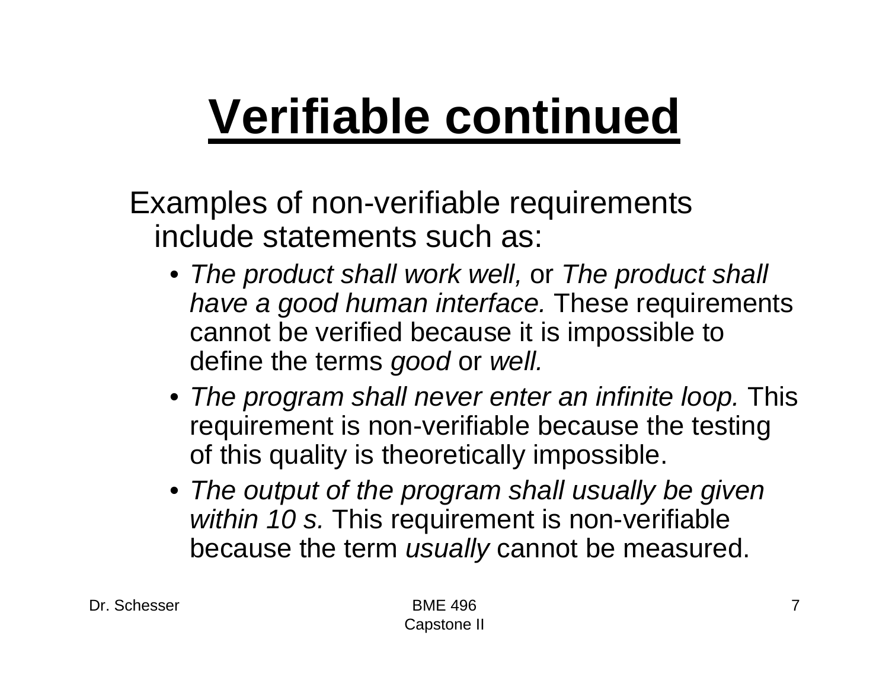# Verifiable continued

Examples of non-verifiable requirements include statements such as:

- *The product shall work well,* or *The product shall have a good human interface.* These requirements cannot be verified because it is impossible to define the terms *good* or *well.*
- *The program shall never enter an infinite loop.* This requirement is non-verifiable because the testing of this quality is theoretically impossible.
- *The output of the program shall usually be given within 10 s.* This requirement is non-verifiable because the term *usually* cannot be measured.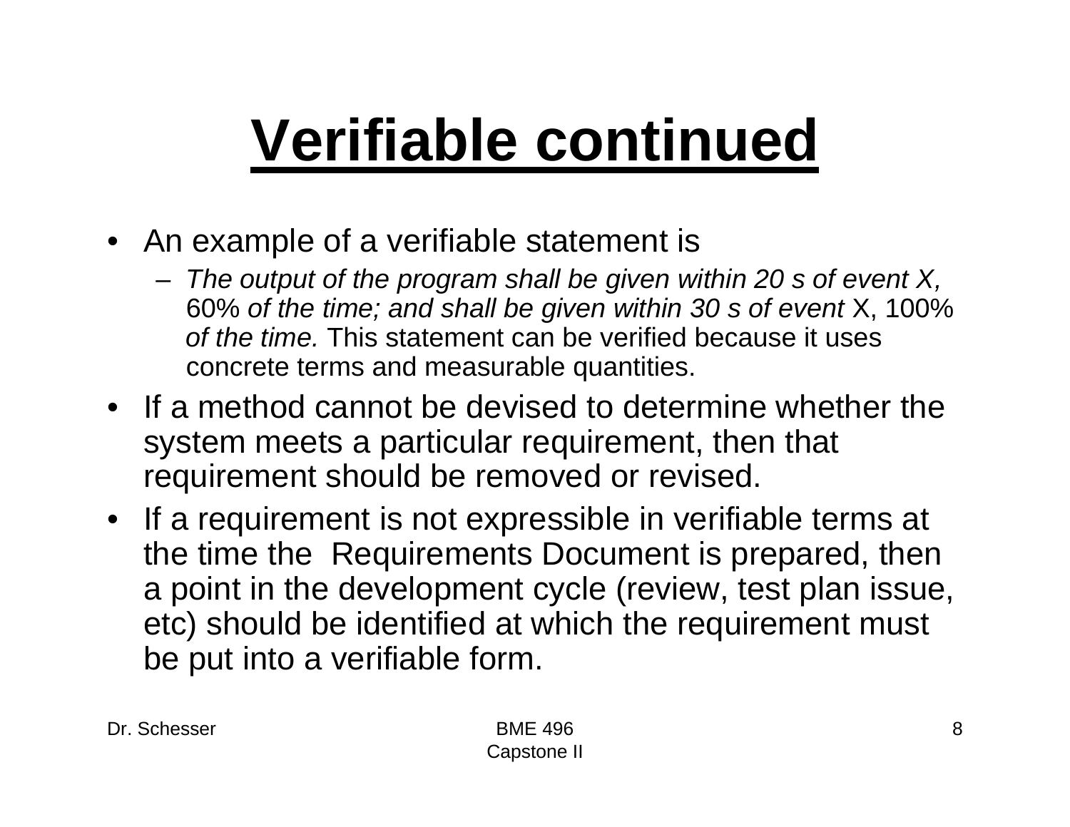# Verifiable continued

- An example of a verifiable statement is
  - *The output of the program shall be given within 20 s of event X,* 60% *of the time; and shall be given within 30 s of event* X, 100% *of the time.* This statement can be verified because it uses concrete terms and measurable quantities.
- If a method cannot be devised to determine whether the system meets a particular requirement, then that requirement should be removed or revised.
- If a requirement is not expressible in verifiable terms at the time the Requirements Document is prepared, then a point in the development cycle (review, test plan issue, etc) should be identified at which the requirement must be put into a verifiable form.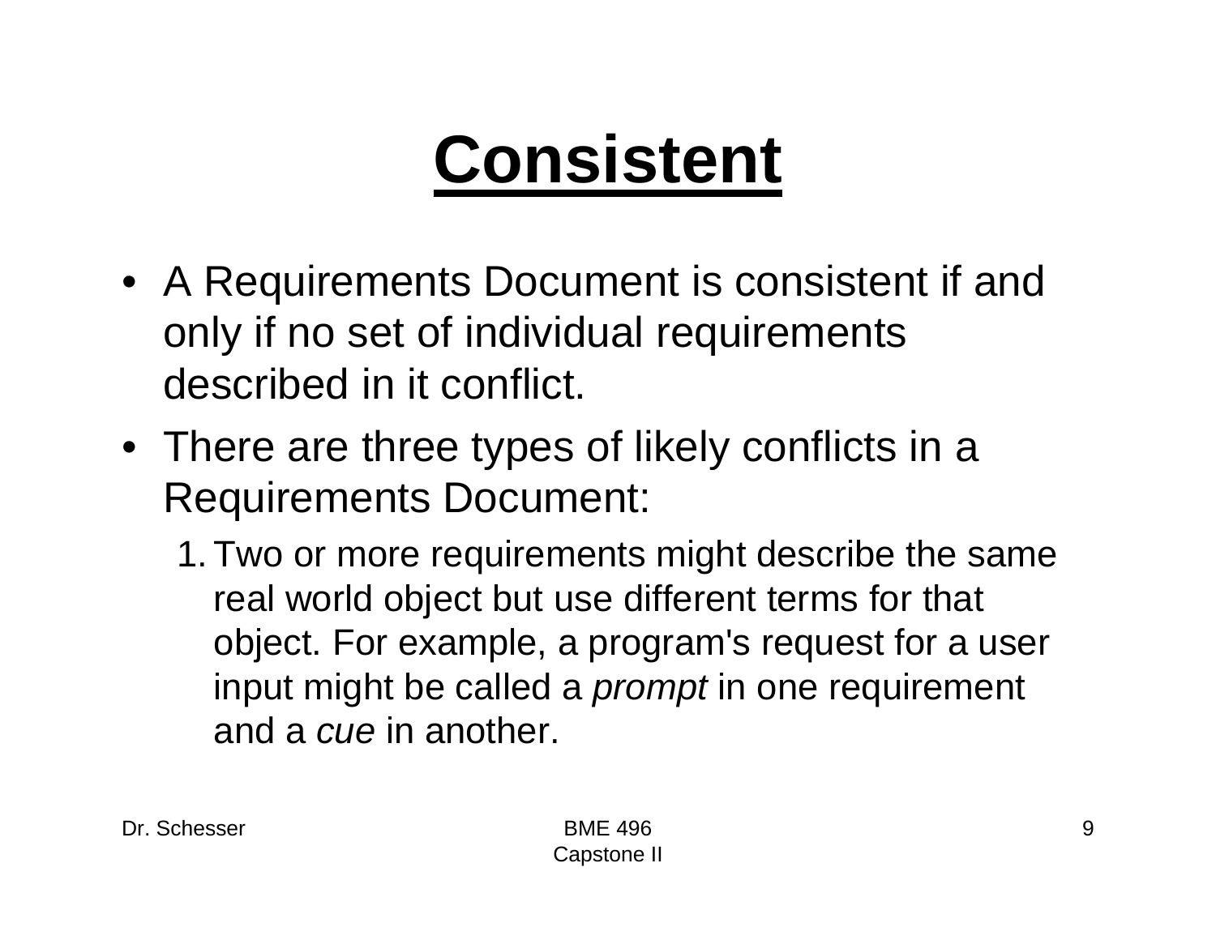# Consistent

- A Requirements Document is consistent if and only if no set of individual requirements described in it conflict.
- There are three types of likely conflicts in a Requirements Document:
  1. Two or more requirements might describe the same real world object but use different terms for that object. For example, a program's request for a user input might be called a *prompt* in one requirement and a *cue* in another.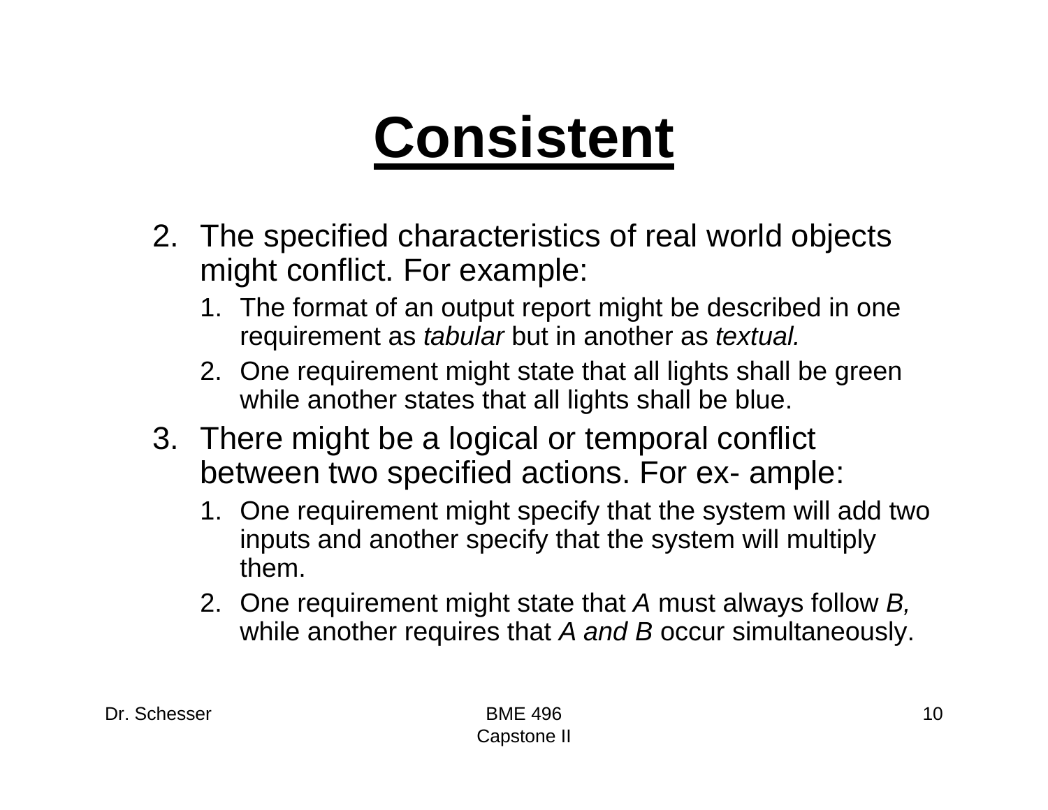# Consistent

2. The specified characteristics of real world objects might conflict. For example:
   1. The format of an output report might be described in one requirement as *tabular* but in another as *textual.*
   2. One requirement might state that all lights shall be green while another states that all lights shall be blue.
3. There might be a logical or temporal conflict between two specified actions. For ex- ample:
   1. One requirement might specify that the system will add two inputs and another specify that the system will multiply them.
   2. One requirement might state that *A* must always follow *B,* while another requires that *A and B* occur simultaneously.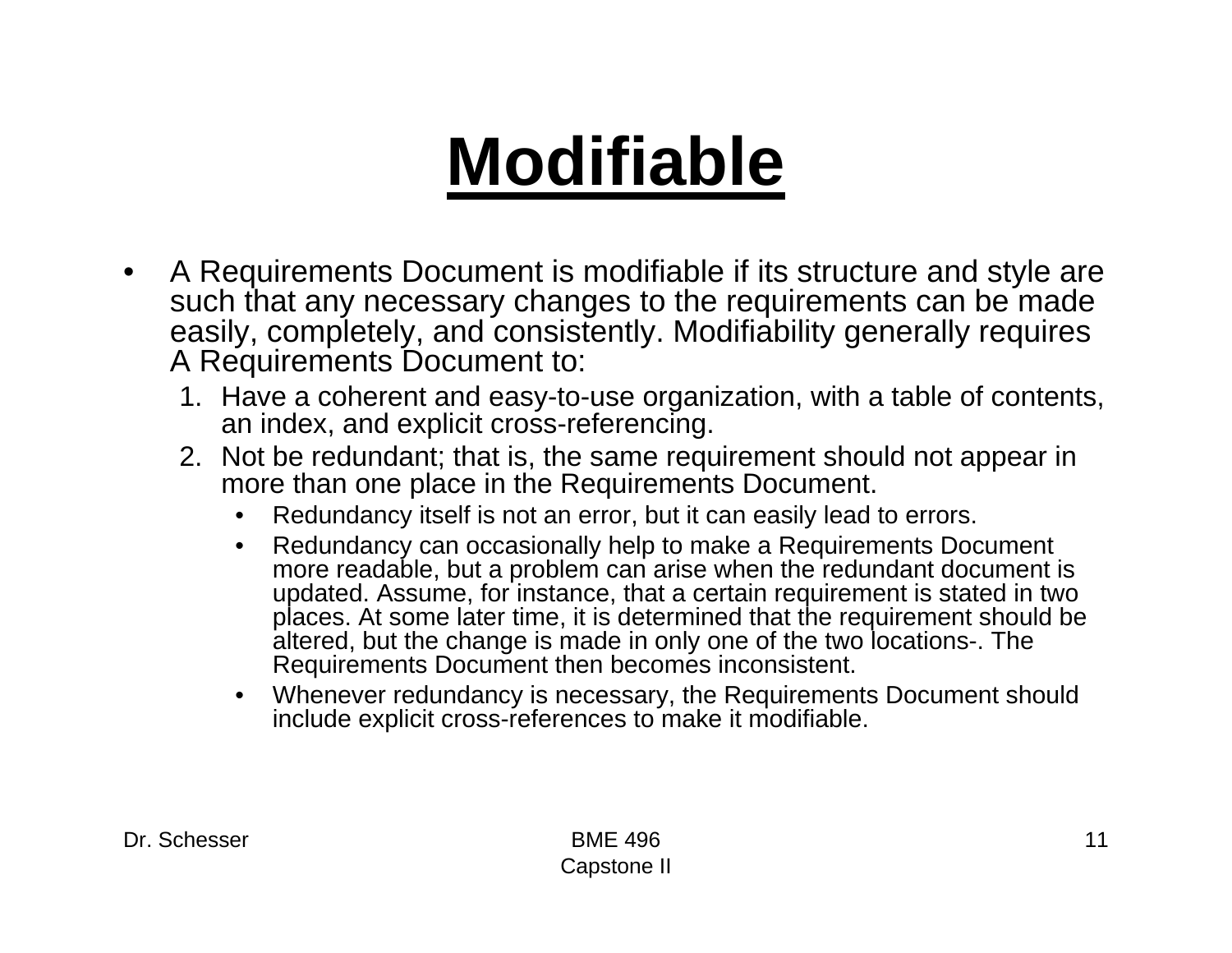# Modifiable

- A Requirements Document is modifiable if its structure and style are such that any necessary changes to the requirements can be made easily, completely, and consistently. Modifiability generally requires A Requirements Document to:
  1. Have a coherent and easy-to-use organization, with a table of contents, an index, and explicit cross-referencing.
  2. Not be redundant; that is, the same requirement should not appear in more than one place in the Requirements Document.
     - Redundancy itself is not an error, but it can easily lead to errors.
     - Redundancy can occasionally help to make a Requirements Document more readable, but a problem can arise when the redundant document is updated. Assume, for instance, that a certain requirement is stated in two places. At some later time, it is determined that the requirement should be altered, but the change is made in only one of the two locations-. The Requirements Document then becomes inconsistent.
     - Whenever redundancy is necessary, the Requirements Document should include explicit cross-references to make it modifiable.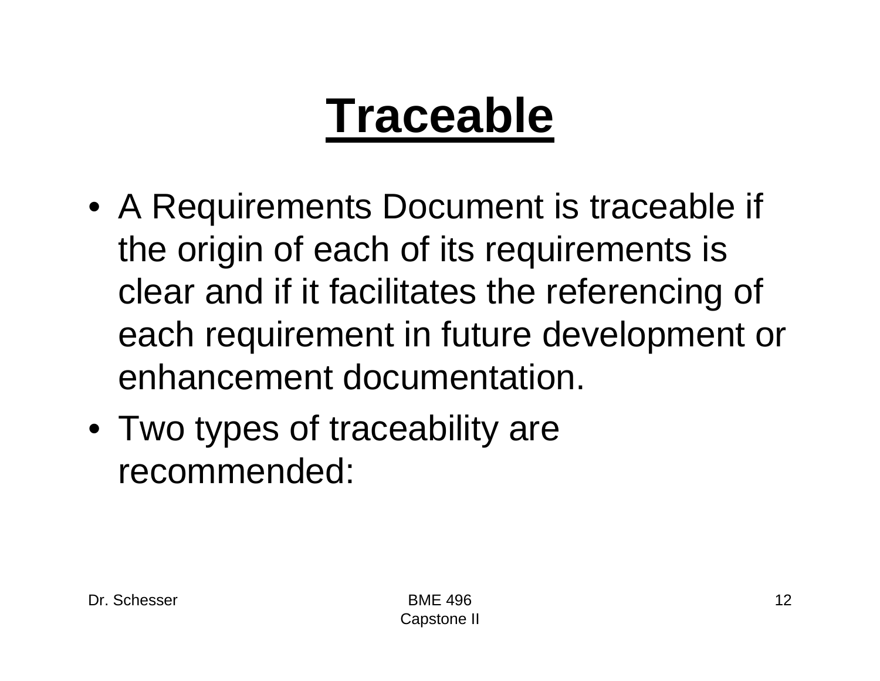# Traceable

- A Requirements Document is traceable if the origin of each of its requirements is clear and if it facilitates the referencing of each requirement in future development or enhancement documentation.
- Two types of traceability are recommended: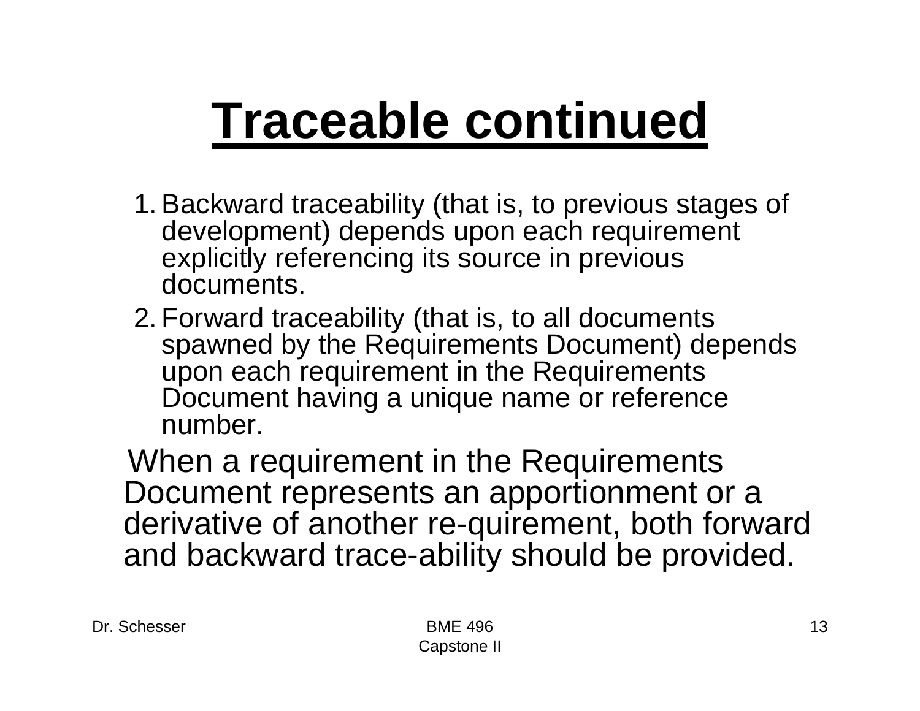# Traceable continued

1. Backward traceability (that is, to previous stages of development) depends upon each requirement explicitly referencing its source in previous documents.
2. Forward traceability (that is, to all documents spawned by the Requirements Document) depends upon each requirement in the Requirements Document having a unique name or reference number.

When a requirement in the Requirements Document represents an apportionment or a derivative of another re-quirement, both forward and backward trace-ability should be provided.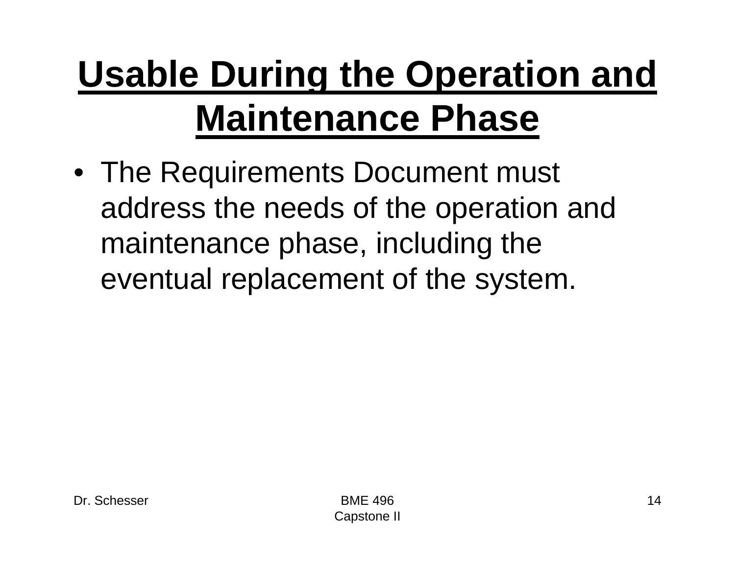# Usable During the Operation and Maintenance Phase

- The Requirements Document must address the needs of the operation and maintenance phase, including the eventual replacement of the system.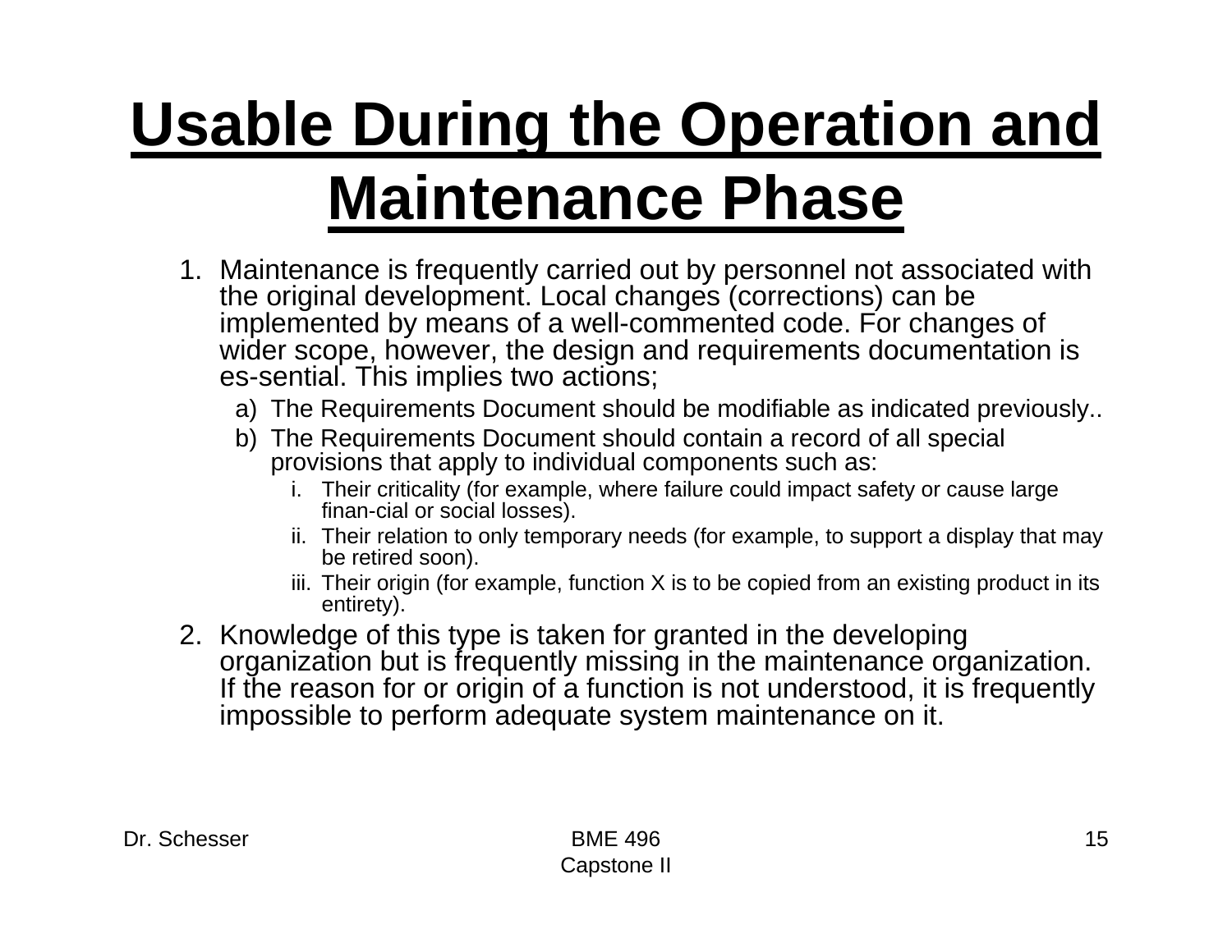# Usable During the Operation and Maintenance Phase

1. Maintenance is frequently carried out by personnel not associated with the original development. Local changes (corrections) can be implemented by means of a well-commented code. For changes of wider scope, however, the design and requirements documentation is es-sential. This implies two actions;
   a) The Requirements Document should be modifiable as indicated previously..
   b) The Requirements Document should contain a record of all special provisions that apply to individual components such as:
      i. Their criticality (for example, where failure could impact safety or cause large finan-cial or social losses).
      ii. Their relation to only temporary needs (for example, to support a display that may be retired soon).
      iii. Their origin (for example, function X is to be copied from an existing product in its entirety).
2. Knowledge of this type is taken for granted in the developing organization but is frequently missing in the maintenance organization. If the reason for or origin of a function is not understood, it is frequently impossible to perform adequate system maintenance on it.